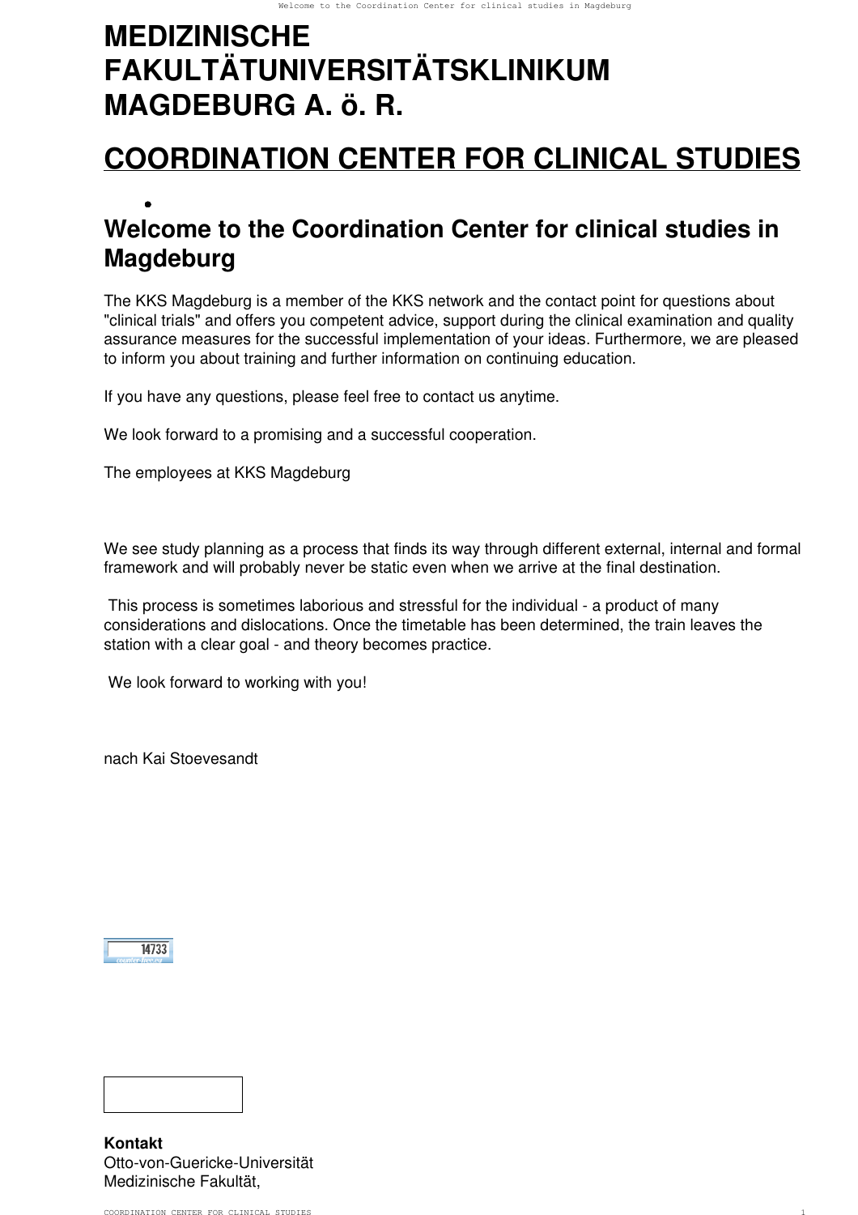# MEDIZINISCHE FAKULTÄTUNIVERSITÄTSKLINIKUM MAGDEBURG A. ö. R.

# COORDINATION CENTER FOR CLINICAL STUDIES

- 

## Welcome to the Coordination Center for clinical studies in Magdeburg

The KKS Magdeburg is a member of the KKS network and the contact point for questions about "clinical trials" and offers you competent advice, support during the clinical examination and quality assurance measures for the successful implementation of your ideas. Furthermore, we are pleased to inform you about training and further information on continuing education.

If you have any questions, please feel free to contact us anytime.

We look forward to a promising and a successful cooperation.

The employees at KKS Magdeburg

We see study planning as a process that finds its way through different external, internal and formal framework and will probably never be static even when we arrive at the final destination.

This process is sometimes laborious and stressful for the individual - a product of many considerations and dislocations. Once the timetable has been determined, the train leaves the station with a clear goal - and theory becomes practice.

We look forward to working with you!

nach Kai Stoevesandt

14733

**Kontakt**
Otto-von-Guericke-Universität
Medizinische Fakultät,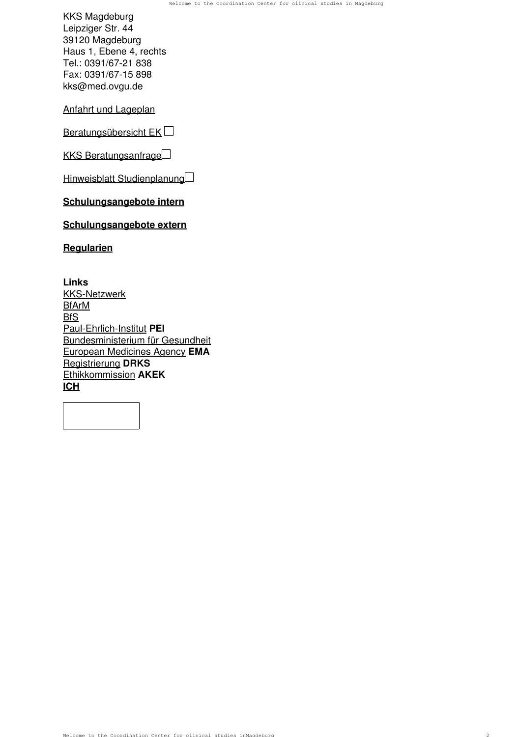KKS Magdeburg
Leipziger Str. 44
39120 Magdeburg
Haus 1, Ebene 4, rechts
Tel.: 0391/67-21 838
Fax: 0391/67-15 898
kks@med.ovgu.de

Anfahrt und Lageplan

Beratungsübersicht EK

KKS Beratungsanfrage

Hinweisblatt Studienplanung

**Schulungsangebote intern**

**Schulungsangebote extern**

**Regularien**

**Links**
KKS-Netzwerk
BfArM
BfS
Paul-Ehrlich-Institut **PEI**
Bundesministerium für Gesundheit
European Medicines Agency **EMA**
Registrierung **DRKS**
Ethikkommission **AKEK**
**ICH**